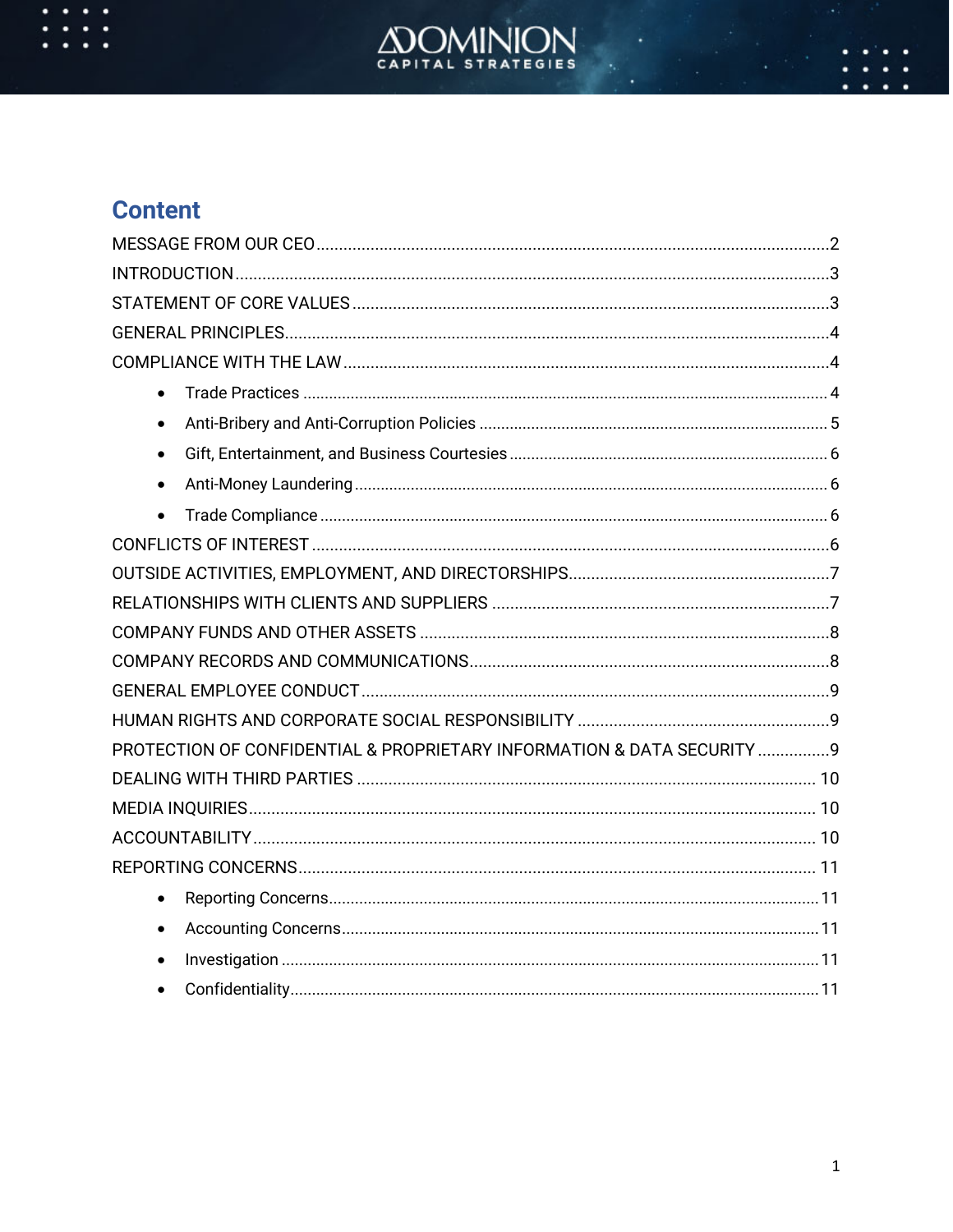DOMINION CAPITAL STRATEGIES

## Content

- MESSAGE FROM OUR CEO .......... 2
- INTRODUCTION .......... 3
- STATEMENT OF CORE VALUES .......... 3
- GENERAL PRINCIPLES .......... 4
- COMPLIANCE WITH THE LAW .......... 4
  - Trade Practices .......... 4
  - Anti-Bribery and Anti-Corruption Policies .......... 5
  - Gift, Entertainment, and Business Courtesies .......... 6
  - Anti-Money Laundering .......... 6
  - Trade Compliance .......... 6
- CONFLICTS OF INTEREST .......... 6
- OUTSIDE ACTIVITIES, EMPLOYMENT, AND DIRECTORSHIPS .......... 7
- RELATIONSHIPS WITH CLIENTS AND SUPPLIERS .......... 7
- COMPANY FUNDS AND OTHER ASSETS .......... 8
- COMPANY RECORDS AND COMMUNICATIONS .......... 8
- GENERAL EMPLOYEE CONDUCT .......... 9
- HUMAN RIGHTS AND CORPORATE SOCIAL RESPONSIBILITY .......... 9
- PROTECTION OF CONFIDENTIAL & PROPRIETARY INFORMATION & DATA SECURITY .......... 9
- DEALING WITH THIRD PARTIES .......... 10
- MEDIA INQUIRIES .......... 10
- ACCOUNTABILITY .......... 10
- REPORTING CONCERNS .......... 11
  - Reporting Concerns .......... 11
  - Accounting Concerns .......... 11
  - Investigation .......... 11
  - Confidentiality .......... 11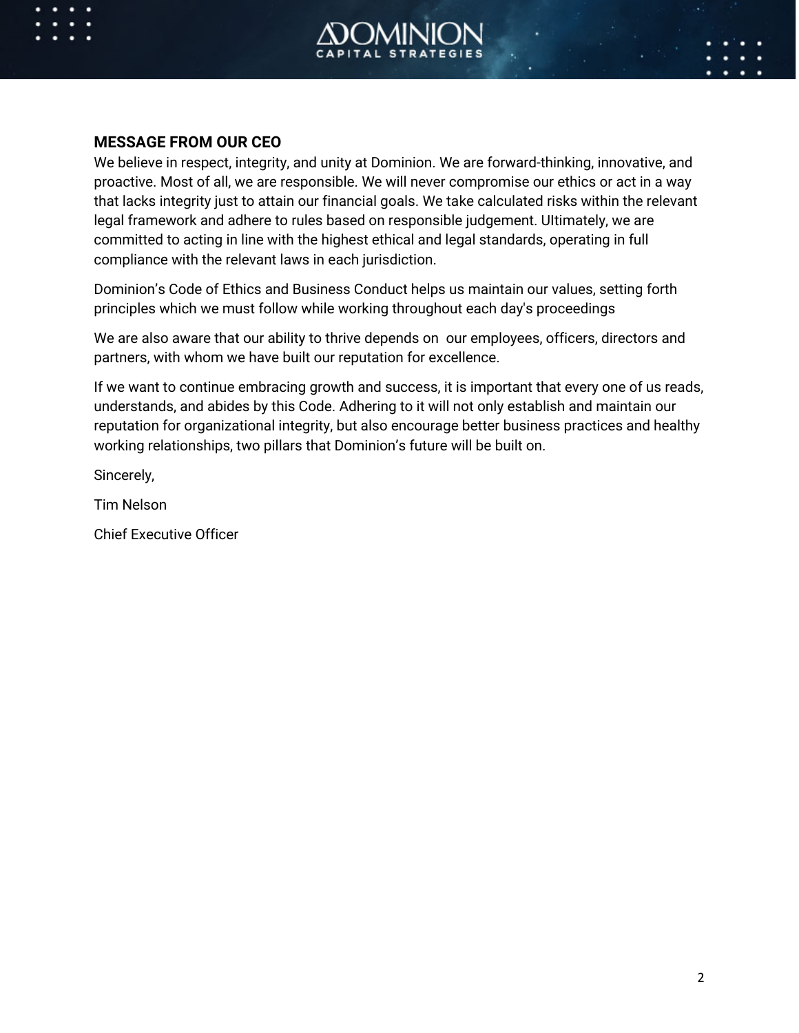## MESSAGE FROM OUR CEO

We believe in respect, integrity, and unity at Dominion. We are forward-thinking, innovative, and proactive. Most of all, we are responsible. We will never compromise our ethics or act in a way that lacks integrity just to attain our financial goals. We take calculated risks within the relevant legal framework and adhere to rules based on responsible judgement. UItimately, we are committed to acting in line with the highest ethical and legal standards, operating in full compliance with the relevant laws in each jurisdiction.

Dominion's Code of Ethics and Business Conduct helps us maintain our values, setting forth principles which we must follow while working throughout each day's proceedings

We are also aware that our ability to thrive depends on our employees, officers, directors and partners, with whom we have built our reputation for excellence.

If we want to continue embracing growth and success, it is important that every one of us reads, understands, and abides by this Code. Adhering to it will not only establish and maintain our reputation for organizational integrity, but also encourage better business practices and healthy working relationships, two pillars that Dominion's future will be built on.

Sincerely,

Tim Nelson

Chief Executive Officer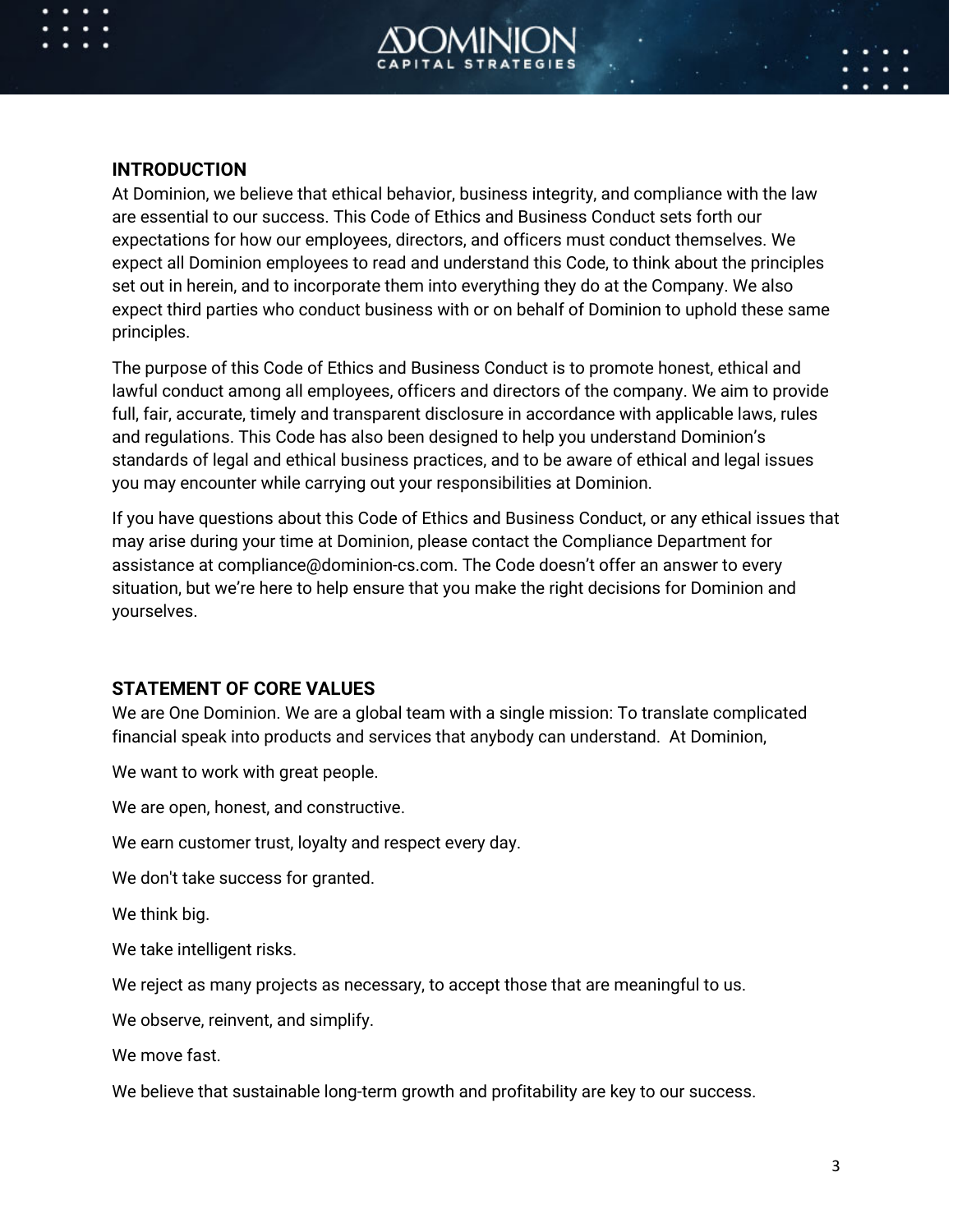## INTRODUCTION

At Dominion, we believe that ethical behavior, business integrity, and compliance with the law are essential to our success. This Code of Ethics and Business Conduct sets forth our expectations for how our employees, directors, and officers must conduct themselves. We expect all Dominion employees to read and understand this Code, to think about the principles set out in herein, and to incorporate them into everything they do at the Company. We also expect third parties who conduct business with or on behalf of Dominion to uphold these same principles.

The purpose of this Code of Ethics and Business Conduct is to promote honest, ethical and lawful conduct among all employees, officers and directors of the company. We aim to provide full, fair, accurate, timely and transparent disclosure in accordance with applicable laws, rules and regulations. This Code has also been designed to help you understand Dominion's standards of legal and ethical business practices, and to be aware of ethical and legal issues you may encounter while carrying out your responsibilities at Dominion.

If you have questions about this Code of Ethics and Business Conduct, or any ethical issues that may arise during your time at Dominion, please contact the Compliance Department for assistance at compliance@dominion-cs.com. The Code doesn't offer an answer to every situation, but we're here to help ensure that you make the right decisions for Dominion and yourselves.

## STATEMENT OF CORE VALUES

We are One Dominion. We are a global team with a single mission: To translate complicated financial speak into products and services that anybody can understand. At Dominion,

We want to work with great people.

We are open, honest, and constructive.

We earn customer trust, loyalty and respect every day.

We don't take success for granted.

We think big.

We take intelligent risks.

We reject as many projects as necessary, to accept those that are meaningful to us.

We observe, reinvent, and simplify.

We move fast.

We believe that sustainable long-term growth and profitability are key to our success.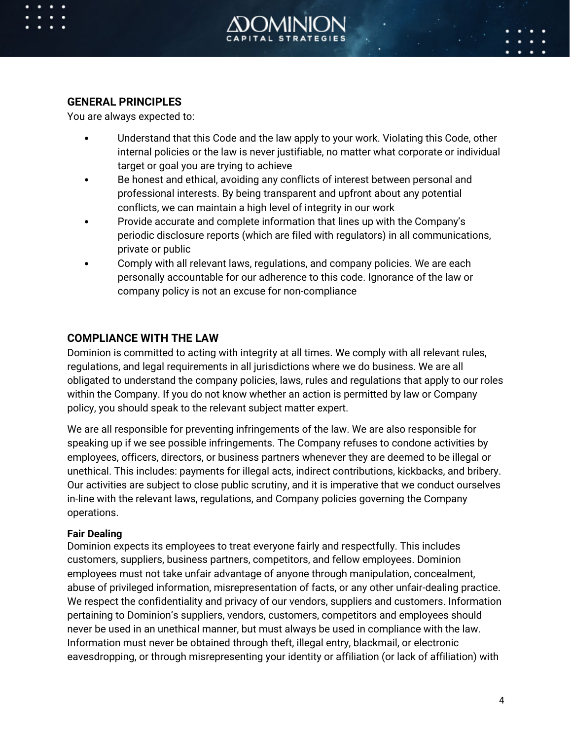## GENERAL PRINCIPLES

You are always expected to:

- Understand that this Code and the law apply to your work. Violating this Code, other internal policies or the law is never justifiable, no matter what corporate or individual target or goal you are trying to achieve
- Be honest and ethical, avoiding any conflicts of interest between personal and professional interests. By being transparent and upfront about any potential conflicts, we can maintain a high level of integrity in our work
- Provide accurate and complete information that lines up with the Company's periodic disclosure reports (which are filed with regulators) in all communications, private or public
- Comply with all relevant laws, regulations, and company policies. We are each personally accountable for our adherence to this code. Ignorance of the law or company policy is not an excuse for non-compliance

## COMPLIANCE WITH THE LAW

Dominion is committed to acting with integrity at all times. We comply with all relevant rules, regulations, and legal requirements in all jurisdictions where we do business. We are all obligated to understand the company policies, laws, rules and regulations that apply to our roles within the Company. If you do not know whether an action is permitted by law or Company policy, you should speak to the relevant subject matter expert.

We are all responsible for preventing infringements of the law. We are also responsible for speaking up if we see possible infringements. The Company refuses to condone activities by employees, officers, directors, or business partners whenever they are deemed to be illegal or unethical. This includes: payments for illegal acts, indirect contributions, kickbacks, and bribery. Our activities are subject to close public scrutiny, and it is imperative that we conduct ourselves in-line with the relevant laws, regulations, and Company policies governing the Company operations.

### Fair Dealing

Dominion expects its employees to treat everyone fairly and respectfully. This includes customers, suppliers, business partners, competitors, and fellow employees. Dominion employees must not take unfair advantage of anyone through manipulation, concealment, abuse of privileged information, misrepresentation of facts, or any other unfair-dealing practice. We respect the confidentiality and privacy of our vendors, suppliers and customers. Information pertaining to Dominion's suppliers, vendors, customers, competitors and employees should never be used in an unethical manner, but must always be used in compliance with the law. Information must never be obtained through theft, illegal entry, blackmail, or electronic eavesdropping, or through misrepresenting your identity or affiliation (or lack of affiliation) with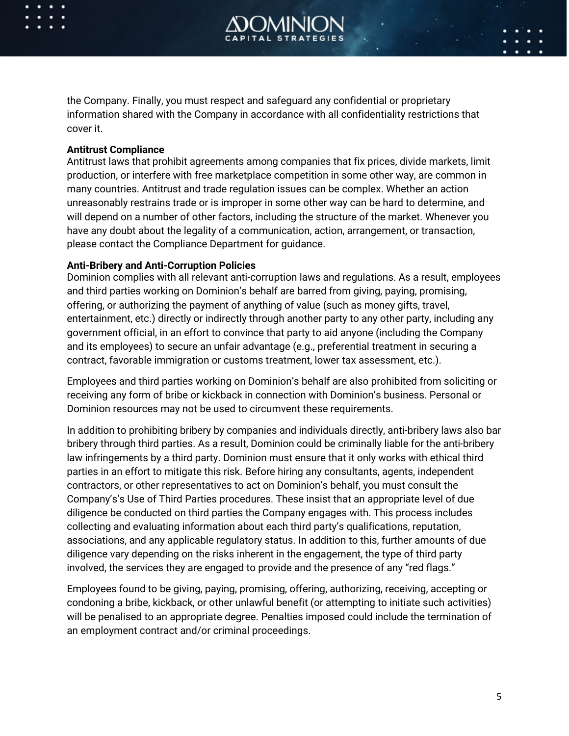the Company. Finally, you must respect and safeguard any confidential or proprietary information shared with the Company in accordance with all confidentiality restrictions that cover it.

**Antitrust Compliance**

Antitrust laws that prohibit agreements among companies that fix prices, divide markets, limit production, or interfere with free marketplace competition in some other way, are common in many countries. Antitrust and trade regulation issues can be complex. Whether an action unreasonably restrains trade or is improper in some other way can be hard to determine, and will depend on a number of other factors, including the structure of the market. Whenever you have any doubt about the legality of a communication, action, arrangement, or transaction, please contact the Compliance Department for guidance.

**Anti-Bribery and Anti-Corruption Policies**

Dominion complies with all relevant anti-corruption laws and regulations. As a result, employees and third parties working on Dominion's behalf are barred from giving, paying, promising, offering, or authorizing the payment of anything of value (such as money gifts, travel, entertainment, etc.) directly or indirectly through another party to any other party, including any government official, in an effort to convince that party to aid anyone (including the Company and its employees) to secure an unfair advantage (e.g., preferential treatment in securing a contract, favorable immigration or customs treatment, lower tax assessment, etc.).

Employees and third parties working on Dominion's behalf are also prohibited from soliciting or receiving any form of bribe or kickback in connection with Dominion's business. Personal or Dominion resources may not be used to circumvent these requirements.

In addition to prohibiting bribery by companies and individuals directly, anti-bribery laws also bar bribery through third parties. As a result, Dominion could be criminally liable for the anti-bribery law infringements by a third party. Dominion must ensure that it only works with ethical third parties in an effort to mitigate this risk. Before hiring any consultants, agents, independent contractors, or other representatives to act on Dominion's behalf, you must consult the Company's's Use of Third Parties procedures. These insist that an appropriate level of due diligence be conducted on third parties the Company engages with. This process includes collecting and evaluating information about each third party's qualifications, reputation, associations, and any applicable regulatory status. In addition to this, further amounts of due diligence vary depending on the risks inherent in the engagement, the type of third party involved, the services they are engaged to provide and the presence of any "red flags."

Employees found to be giving, paying, promising, offering, authorizing, receiving, accepting or condoning a bribe, kickback, or other unlawful benefit (or attempting to initiate such activities) will be penalised to an appropriate degree. Penalties imposed could include the termination of an employment contract and/or criminal proceedings.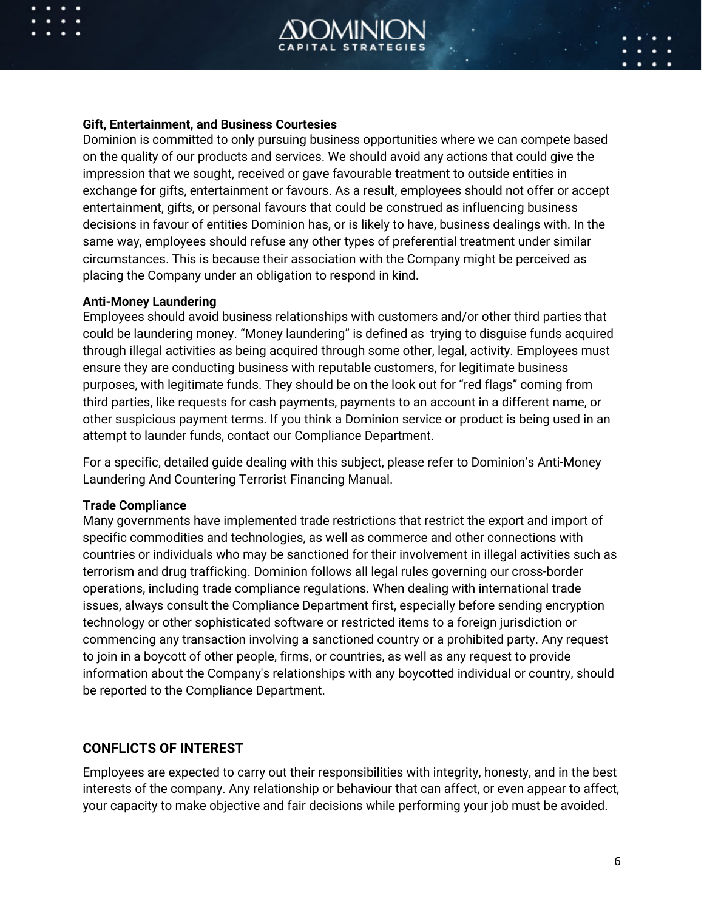**Gift, Entertainment, and Business Courtesies**

Dominion is committed to only pursuing business opportunities where we can compete based on the quality of our products and services. We should avoid any actions that could give the impression that we sought, received or gave favourable treatment to outside entities in exchange for gifts, entertainment or favours. As a result, employees should not offer or accept entertainment, gifts, or personal favours that could be construed as influencing business decisions in favour of entities Dominion has, or is likely to have, business dealings with. In the same way, employees should refuse any other types of preferential treatment under similar circumstances. This is because their association with the Company might be perceived as placing the Company under an obligation to respond in kind.

**Anti-Money Laundering**

Employees should avoid business relationships with customers and/or other third parties that could be laundering money. "Money laundering" is defined as trying to disguise funds acquired through illegal activities as being acquired through some other, legal, activity. Employees must ensure they are conducting business with reputable customers, for legitimate business purposes, with legitimate funds. They should be on the look out for "red flags" coming from third parties, like requests for cash payments, payments to an account in a different name, or other suspicious payment terms. If you think a Dominion service or product is being used in an attempt to launder funds, contact our Compliance Department.

For a specific, detailed guide dealing with this subject, please refer to Dominion's Anti-Money Laundering And Countering Terrorist Financing Manual.

**Trade Compliance**

Many governments have implemented trade restrictions that restrict the export and import of specific commodities and technologies, as well as commerce and other connections with countries or individuals who may be sanctioned for their involvement in illegal activities such as terrorism and drug trafficking. Dominion follows all legal rules governing our cross-border operations, including trade compliance regulations. When dealing with international trade issues, always consult the Compliance Department first, especially before sending encryption technology or other sophisticated software or restricted items to a foreign jurisdiction or commencing any transaction involving a sanctioned country or a prohibited party. Any request to join in a boycott of other people, firms, or countries, as well as any request to provide information about the Company's relationships with any boycotted individual or country, should be reported to the Compliance Department.

## CONFLICTS OF INTEREST

Employees are expected to carry out their responsibilities with integrity, honesty, and in the best interests of the company. Any relationship or behaviour that can affect, or even appear to affect, your capacity to make objective and fair decisions while performing your job must be avoided.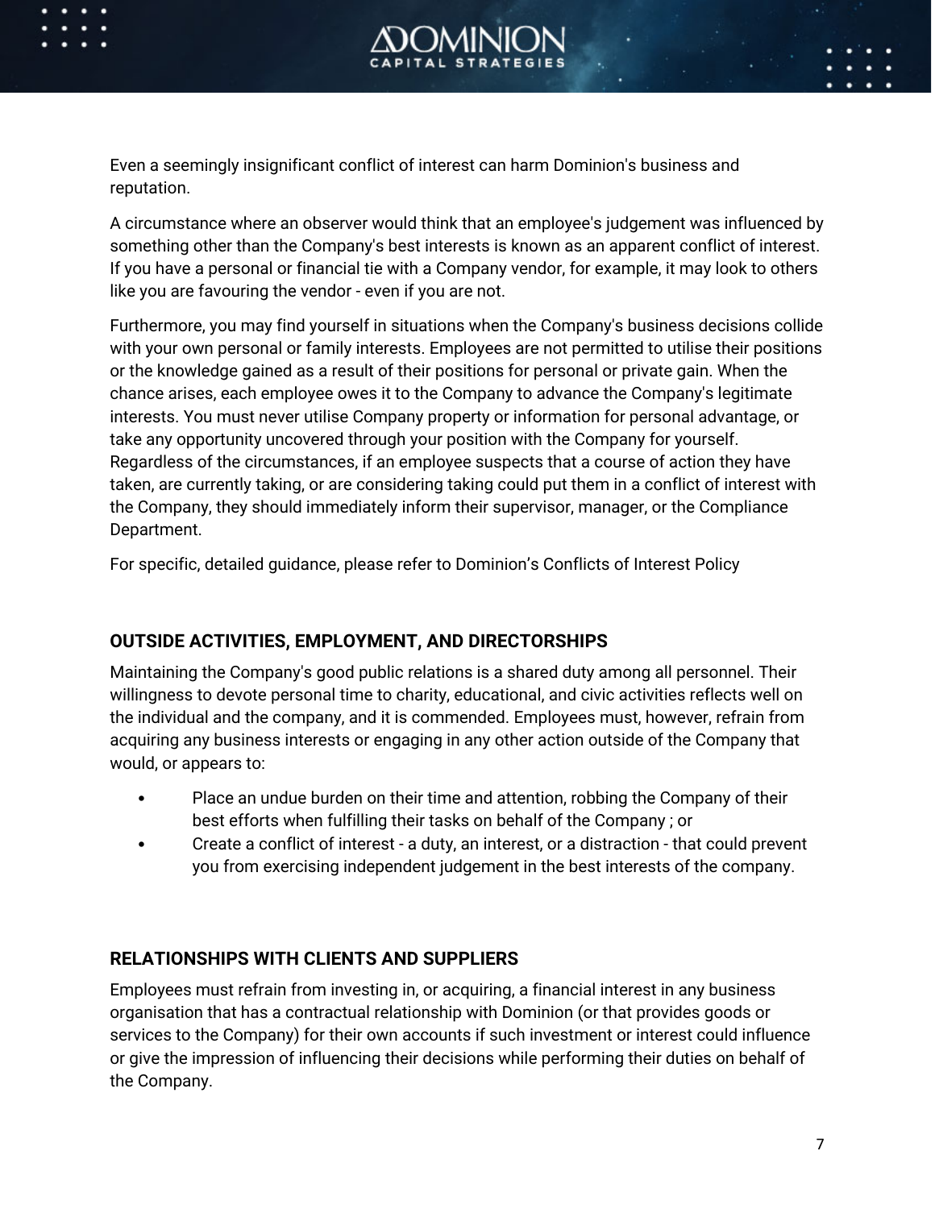Even a seemingly insignificant conflict of interest can harm Dominion's business and reputation.

A circumstance where an observer would think that an employee's judgement was influenced by something other than the Company's best interests is known as an apparent conflict of interest. If you have a personal or financial tie with a Company vendor, for example, it may look to others like you are favouring the vendor - even if you are not.

Furthermore, you may find yourself in situations when the Company's business decisions collide with your own personal or family interests. Employees are not permitted to utilise their positions or the knowledge gained as a result of their positions for personal or private gain. When the chance arises, each employee owes it to the Company to advance the Company's legitimate interests. You must never utilise Company property or information for personal advantage, or take any opportunity uncovered through your position with the Company for yourself. Regardless of the circumstances, if an employee suspects that a course of action they have taken, are currently taking, or are considering taking could put them in a conflict of interest with the Company, they should immediately inform their supervisor, manager, or the Compliance Department.

For specific, detailed guidance, please refer to Dominion's Conflicts of Interest Policy

## OUTSIDE ACTIVITIES, EMPLOYMENT, AND DIRECTORSHIPS

Maintaining the Company's good public relations is a shared duty among all personnel. Their willingness to devote personal time to charity, educational, and civic activities reflects well on the individual and the company, and it is commended. Employees must, however, refrain from acquiring any business interests or engaging in any other action outside of the Company that would, or appears to:

- Place an undue burden on their time and attention, robbing the Company of their best efforts when fulfilling their tasks on behalf of the Company ; or
- Create a conflict of interest - a duty, an interest, or a distraction - that could prevent you from exercising independent judgement in the best interests of the company.

## RELATIONSHIPS WITH CLIENTS AND SUPPLIERS

Employees must refrain from investing in, or acquiring, a financial interest in any business organisation that has a contractual relationship with Dominion (or that provides goods or services to the Company) for their own accounts if such investment or interest could influence or give the impression of influencing their decisions while performing their duties on behalf of the Company.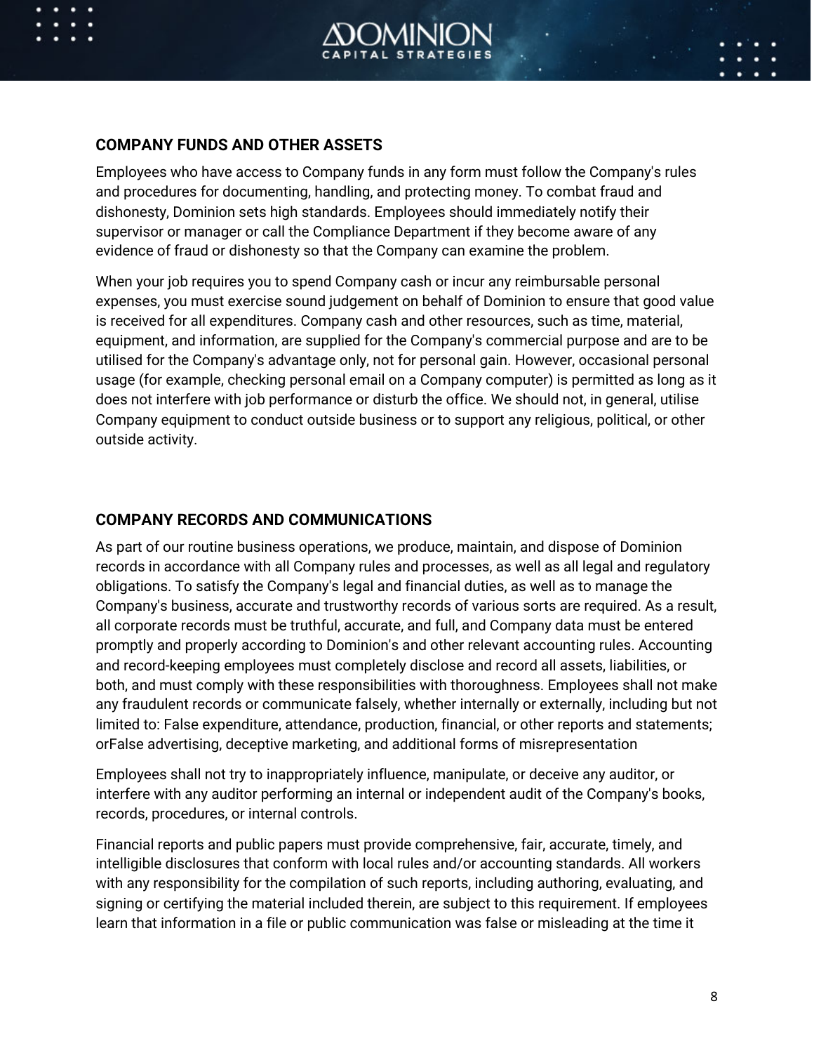## COMPANY FUNDS AND OTHER ASSETS

Employees who have access to Company funds in any form must follow the Company's rules and procedures for documenting, handling, and protecting money. To combat fraud and dishonesty, Dominion sets high standards. Employees should immediately notify their supervisor or manager or call the Compliance Department if they become aware of any evidence of fraud or dishonesty so that the Company can examine the problem.

When your job requires you to spend Company cash or incur any reimbursable personal expenses, you must exercise sound judgement on behalf of Dominion to ensure that good value is received for all expenditures. Company cash and other resources, such as time, material, equipment, and information, are supplied for the Company's commercial purpose and are to be utilised for the Company's advantage only, not for personal gain. However, occasional personal usage (for example, checking personal email on a Company computer) is permitted as long as it does not interfere with job performance or disturb the office. We should not, in general, utilise Company equipment to conduct outside business or to support any religious, political, or other outside activity.

## COMPANY RECORDS AND COMMUNICATIONS

As part of our routine business operations, we produce, maintain, and dispose of Dominion records in accordance with all Company rules and processes, as well as all legal and regulatory obligations. To satisfy the Company's legal and financial duties, as well as to manage the Company's business, accurate and trustworthy records of various sorts are required. As a result, all corporate records must be truthful, accurate, and full, and Company data must be entered promptly and properly according to Dominion's and other relevant accounting rules. Accounting and record-keeping employees must completely disclose and record all assets, liabilities, or both, and must comply with these responsibilities with thoroughness. Employees shall not make any fraudulent records or communicate falsely, whether internally or externally, including but not limited to: False expenditure, attendance, production, financial, or other reports and statements; orFalse advertising, deceptive marketing, and additional forms of misrepresentation

Employees shall not try to inappropriately influence, manipulate, or deceive any auditor, or interfere with any auditor performing an internal or independent audit of the Company's books, records, procedures, or internal controls.

Financial reports and public papers must provide comprehensive, fair, accurate, timely, and intelligible disclosures that conform with local rules and/or accounting standards. All workers with any responsibility for the compilation of such reports, including authoring, evaluating, and signing or certifying the material included therein, are subject to this requirement. If employees learn that information in a file or public communication was false or misleading at the time it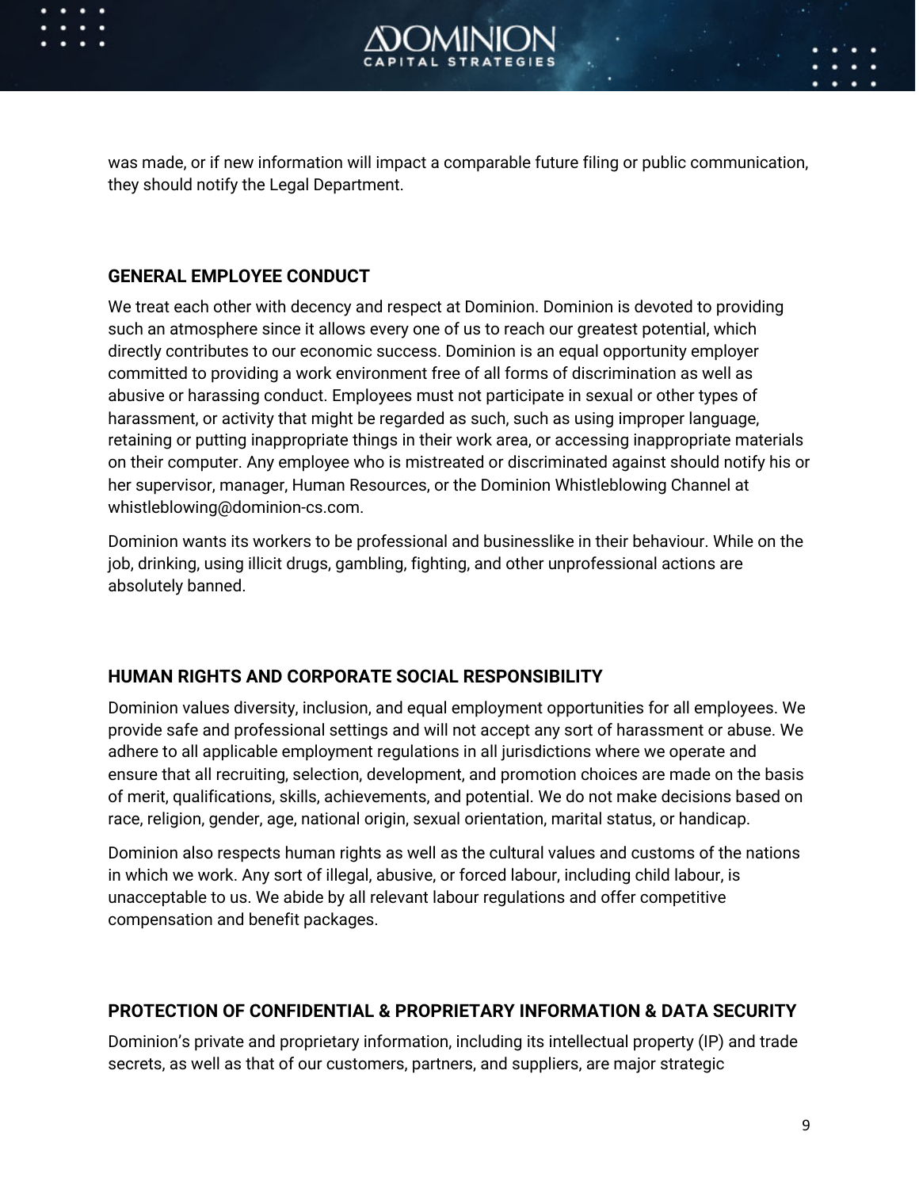was made, or if new information will impact a comparable future filing or public communication, they should notify the Legal Department.

## GENERAL EMPLOYEE CONDUCT

We treat each other with decency and respect at Dominion. Dominion is devoted to providing such an atmosphere since it allows every one of us to reach our greatest potential, which directly contributes to our economic success. Dominion is an equal opportunity employer committed to providing a work environment free of all forms of discrimination as well as abusive or harassing conduct. Employees must not participate in sexual or other types of harassment, or activity that might be regarded as such, such as using improper language, retaining or putting inappropriate things in their work area, or accessing inappropriate materials on their computer. Any employee who is mistreated or discriminated against should notify his or her supervisor, manager, Human Resources, or the Dominion Whistleblowing Channel at whistleblowing@dominion-cs.com.

Dominion wants its workers to be professional and businesslike in their behaviour. While on the job, drinking, using illicit drugs, gambling, fighting, and other unprofessional actions are absolutely banned.

## HUMAN RIGHTS AND CORPORATE SOCIAL RESPONSIBILITY

Dominion values diversity, inclusion, and equal employment opportunities for all employees. We provide safe and professional settings and will not accept any sort of harassment or abuse. We adhere to all applicable employment regulations in all jurisdictions where we operate and ensure that all recruiting, selection, development, and promotion choices are made on the basis of merit, qualifications, skills, achievements, and potential. We do not make decisions based on race, religion, gender, age, national origin, sexual orientation, marital status, or handicap.

Dominion also respects human rights as well as the cultural values and customs of the nations in which we work. Any sort of illegal, abusive, or forced labour, including child labour, is unacceptable to us. We abide by all relevant labour regulations and offer competitive compensation and benefit packages.

## PROTECTION OF CONFIDENTIAL & PROPRIETARY INFORMATION & DATA SECURITY

Dominion's private and proprietary information, including its intellectual property (IP) and trade secrets, as well as that of our customers, partners, and suppliers, are major strategic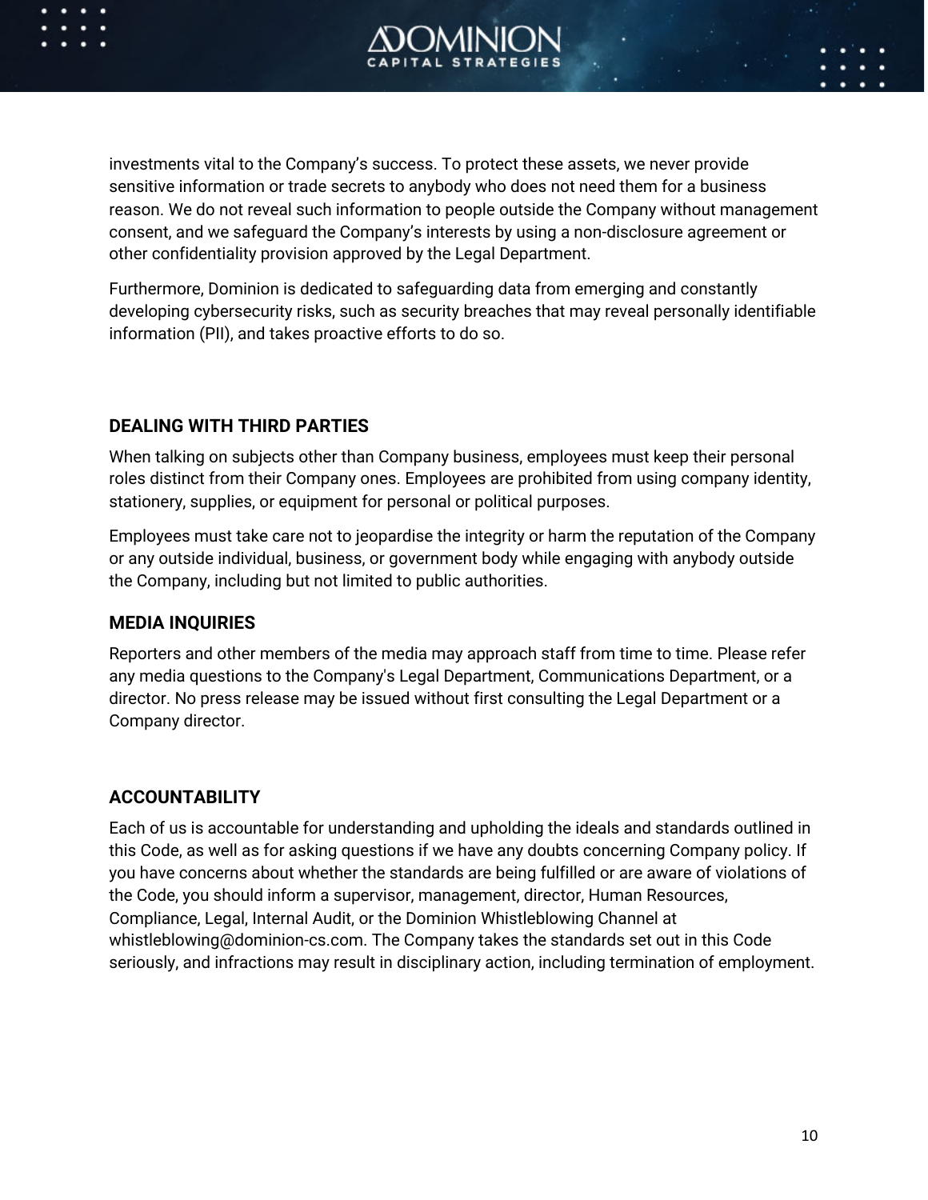investments vital to the Company's success. To protect these assets, we never provide sensitive information or trade secrets to anybody who does not need them for a business reason. We do not reveal such information to people outside the Company without management consent, and we safeguard the Company's interests by using a non-disclosure agreement or other confidentiality provision approved by the Legal Department.

Furthermore, Dominion is dedicated to safeguarding data from emerging and constantly developing cybersecurity risks, such as security breaches that may reveal personally identifiable information (PII), and takes proactive efforts to do so.

## DEALING WITH THIRD PARTIES

When talking on subjects other than Company business, employees must keep their personal roles distinct from their Company ones. Employees are prohibited from using company identity, stationery, supplies, or equipment for personal or political purposes.

Employees must take care not to jeopardise the integrity or harm the reputation of the Company or any outside individual, business, or government body while engaging with anybody outside the Company, including but not limited to public authorities.

## MEDIA INQUIRIES

Reporters and other members of the media may approach staff from time to time. Please refer any media questions to the Company's Legal Department, Communications Department, or a director. No press release may be issued without first consulting the Legal Department or a Company director.

## ACCOUNTABILITY

Each of us is accountable for understanding and upholding the ideals and standards outlined in this Code, as well as for asking questions if we have any doubts concerning Company policy. If you have concerns about whether the standards are being fulfilled or are aware of violations of the Code, you should inform a supervisor, management, director, Human Resources, Compliance, Legal, Internal Audit, or the Dominion Whistleblowing Channel at whistleblowing@dominion-cs.com. The Company takes the standards set out in this Code seriously, and infractions may result in disciplinary action, including termination of employment.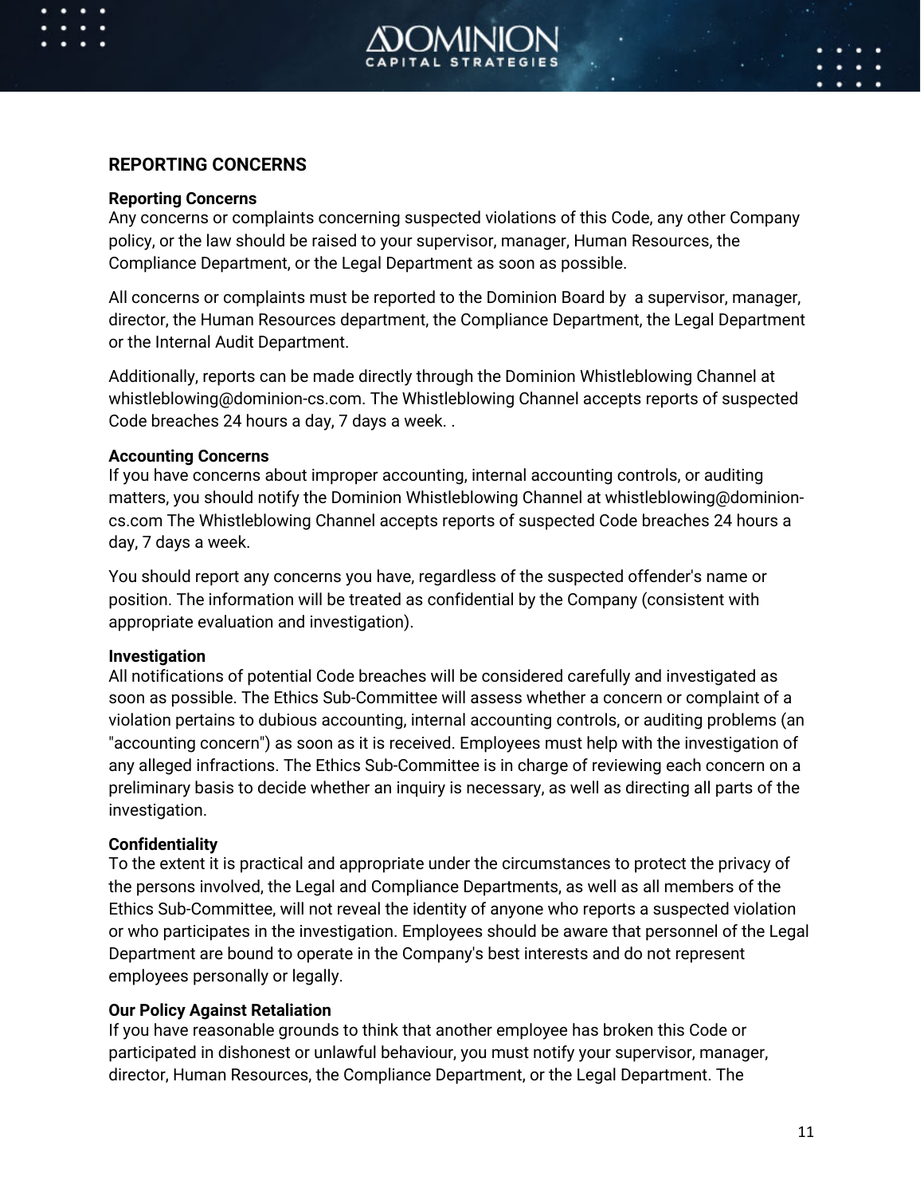## REPORTING CONCERNS

**Reporting Concerns**
Any concerns or complaints concerning suspected violations of this Code, any other Company policy, or the law should be raised to your supervisor, manager, Human Resources, the Compliance Department, or the Legal Department as soon as possible.

All concerns or complaints must be reported to the Dominion Board by a supervisor, manager, director, the Human Resources department, the Compliance Department, the Legal Department or the Internal Audit Department.

Additionally, reports can be made directly through the Dominion Whistleblowing Channel at whistleblowing@dominion-cs.com. The Whistleblowing Channel accepts reports of suspected Code breaches 24 hours a day, 7 days a week. .

**Accounting Concerns**
If you have concerns about improper accounting, internal accounting controls, or auditing matters, you should notify the Dominion Whistleblowing Channel at whistleblowing@dominion-cs.com The Whistleblowing Channel accepts reports of suspected Code breaches 24 hours a day, 7 days a week.

You should report any concerns you have, regardless of the suspected offender's name or position. The information will be treated as confidential by the Company (consistent with appropriate evaluation and investigation).

**Investigation**
All notifications of potential Code breaches will be considered carefully and investigated as soon as possible. The Ethics Sub-Committee will assess whether a concern or complaint of a violation pertains to dubious accounting, internal accounting controls, or auditing problems (an "accounting concern") as soon as it is received. Employees must help with the investigation of any alleged infractions. The Ethics Sub-Committee is in charge of reviewing each concern on a preliminary basis to decide whether an inquiry is necessary, as well as directing all parts of the investigation.

**Confidentiality**
To the extent it is practical and appropriate under the circumstances to protect the privacy of the persons involved, the Legal and Compliance Departments, as well as all members of the Ethics Sub-Committee, will not reveal the identity of anyone who reports a suspected violation or who participates in the investigation. Employees should be aware that personnel of the Legal Department are bound to operate in the Company's best interests and do not represent employees personally or legally.

**Our Policy Against Retaliation**
If you have reasonable grounds to think that another employee has broken this Code or participated in dishonest or unlawful behaviour, you must notify your supervisor, manager, director, Human Resources, the Compliance Department, or the Legal Department. The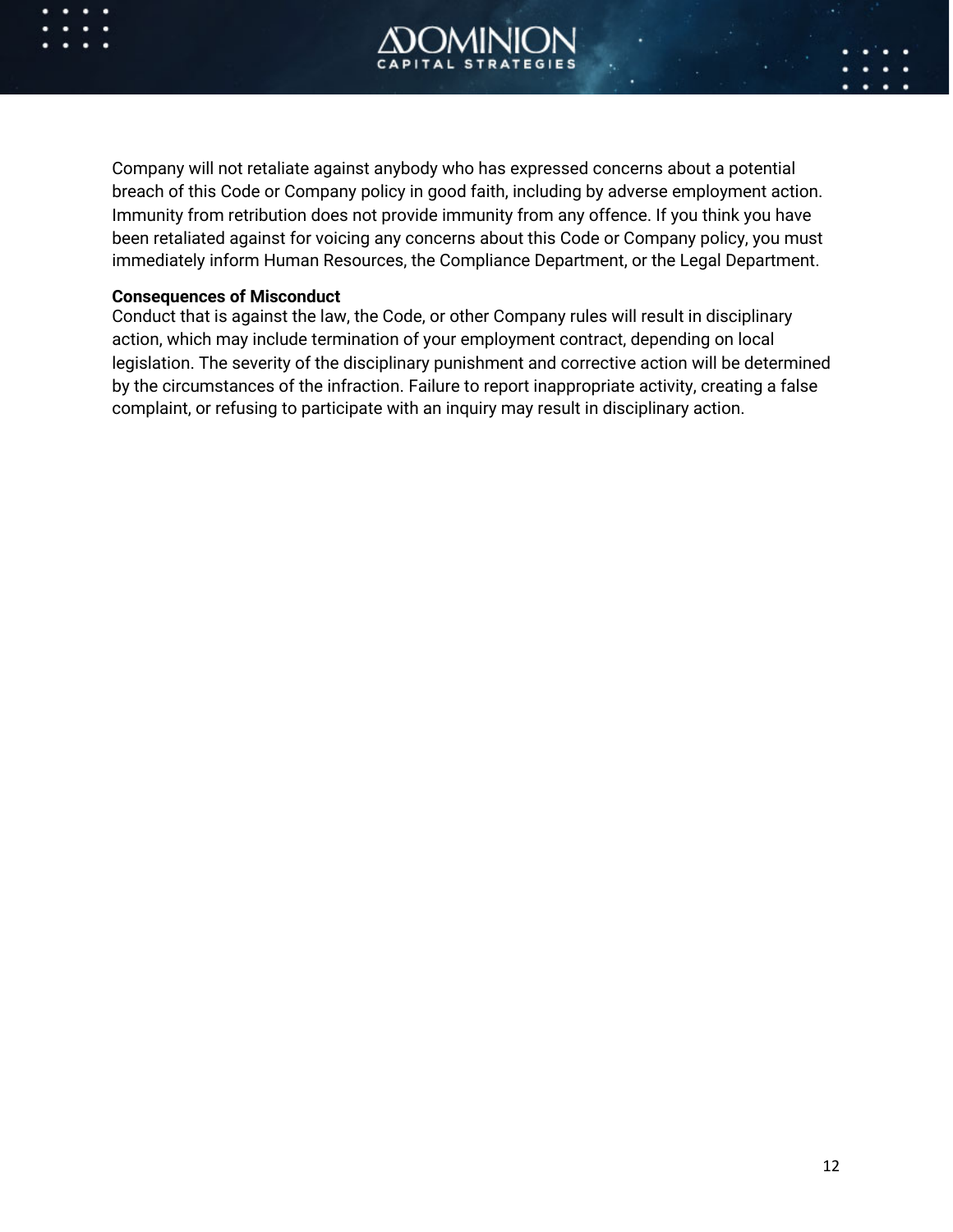Company will not retaliate against anybody who has expressed concerns about a potential breach of this Code or Company policy in good faith, including by adverse employment action. Immunity from retribution does not provide immunity from any offence. If you think you have been retaliated against for voicing any concerns about this Code or Company policy, you must immediately inform Human Resources, the Compliance Department, or the Legal Department.

**Consequences of Misconduct**

Conduct that is against the law, the Code, or other Company rules will result in disciplinary action, which may include termination of your employment contract, depending on local legislation. The severity of the disciplinary punishment and corrective action will be determined by the circumstances of the infraction. Failure to report inappropriate activity, creating a false complaint, or refusing to participate with an inquiry may result in disciplinary action.